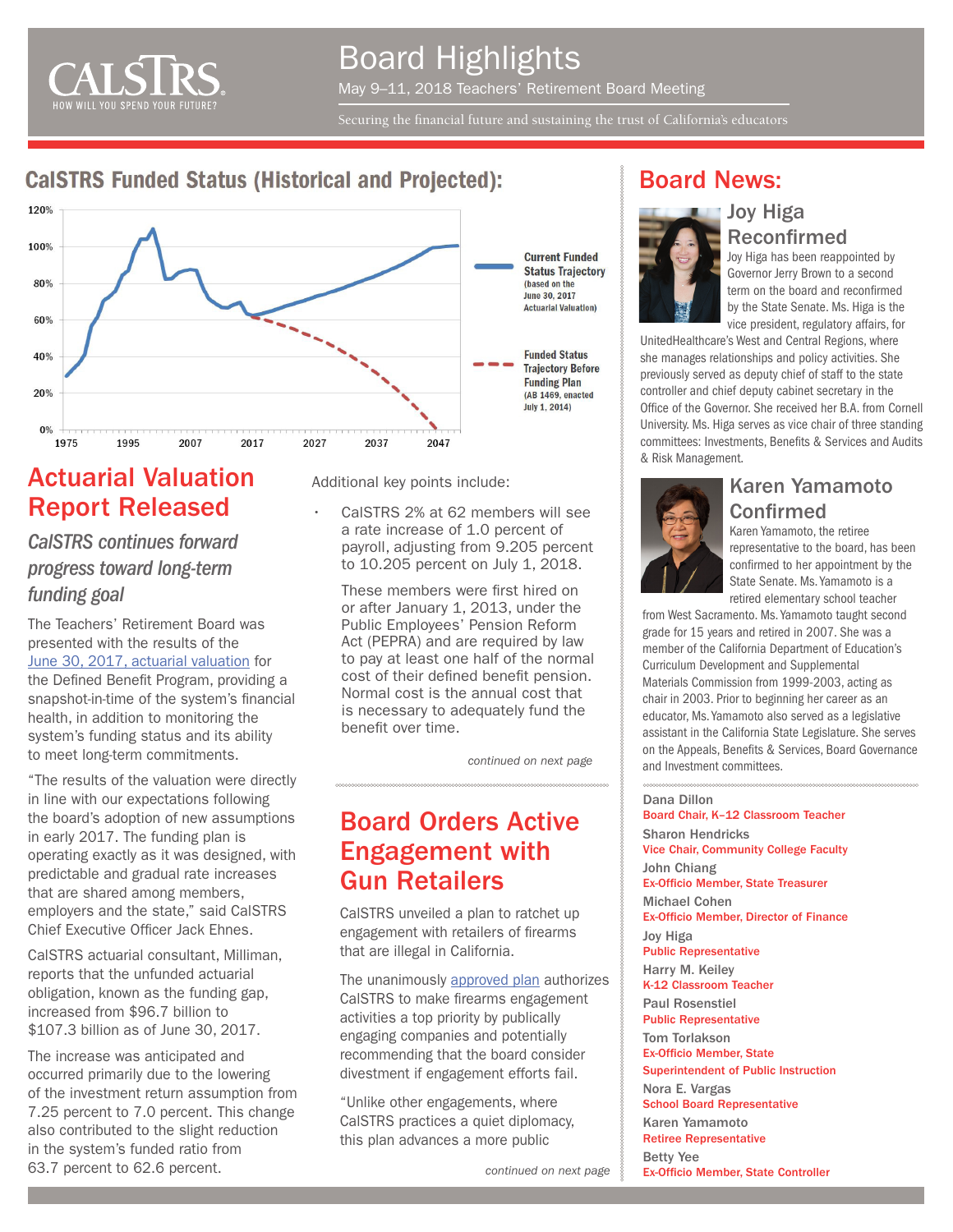# Board Highlights

May 9–11, 2018 Teachers' Retirement Board Meeting

Securing the financial future and sustaining the trust of California's educators

## CalSTRS Funded Status (Historical and Projected):

**Current Funded Status Trajectory** (based on the June 30, 2017 Actuarial Valuation)

**Funded Status Trajectory Before Funding Plan** (AB 1469, enacted July 1, 2014)

## Actuarial Valuation Report Released

### *CalSTRS continues forward progress toward long-term funding goal*

The Teachers' Retirement Board was presented with the results of the June 30, 2017, actuarial valuation for the Defined Benefit Program, providing a snapshot-in-time of the system's financial health, in addition to monitoring the system's funding status and its ability to meet long-term commitments.

"The results of the valuation were directly in line with our expectations following the board's adoption of new assumptions in early 2017. The funding plan is operating exactly as it was designed, with predictable and gradual rate increases that are shared among members, employers and the state," said CalSTRS Chief Executive Officer Jack Ehnes.

CalSTRS actuarial consultant, Milliman, reports that the unfunded actuarial obligation, known as the funding gap, increased from $96.7 billion to $107.3 billion as of June 30, 2017.

The increase was anticipated and occurred primarily due to the lowering of the investment return assumption from 7.25 percent to 7.0 percent. This change also contributed to the slight reduction in the system's funded ratio from 63.7 percent to 62.6 percent.

Additional key points include:

- CalSTRS 2% at 62 members will see a rate increase of 1.0 percent of payroll, adjusting from 9.205 percent to 10.205 percent on July 1, 2018.

  These members were first hired on or after January 1, 2013, under the Public Employees' Pension Reform Act (PEPRA) and are required by law to pay at least one half of the normal cost of their defined benefit pension. Normal cost is the annual cost that is necessary to adequately fund the benefit over time.

*continued on next page*

## Board Orders Active Engagement with Gun Retailers

CalSTRS unveiled a plan to ratchet up engagement with retailers of firearms that are illegal in California.

The unanimously approved plan authorizes CalSTRS to make firearms engagement activities a top priority by publically engaging companies and potentially recommending that the board consider divestment if engagement efforts fail.

"Unlike other engagements, where CalSTRS practices a quiet diplomacy, this plan advances a more public

*continued on next page*

## Board News:

### Joy Higa Reconfirmed

Joy Higa has been reappointed by Governor Jerry Brown to a second term on the board and reconfirmed by the State Senate. Ms. Higa is the vice president, regulatory affairs, for UnitedHealthcare's West and Central Regions, where she manages relationships and policy activities. She previously served as deputy chief of staff to the state controller and chief deputy cabinet secretary in the Office of the Governor. She received her B.A. from Cornell University. Ms. Higa serves as vice chair of three standing committees: Investments, Benefits & Services and Audits & Risk Management.

### Karen Yamamoto Confirmed

Karen Yamamoto, the retiree representative to the board, has been confirmed to her appointment by the State Senate. Ms. Yamamoto is a retired elementary school teacher from West Sacramento. Ms. Yamamoto taught second grade for 15 years and retired in 2007. She was a member of the California Department of Education's Curriculum Development and Supplemental Materials Commission from 1999-2003, acting as chair in 2003. Prior to beginning her career as an educator, Ms. Yamamoto also served as a legislative assistant in the California State Legislature. She serves on the Appeals, Benefits & Services, Board Governance and Investment committees.

**Dana Dillon**
Board Chair, K–12 Classroom Teacher

**Sharon Hendricks**
Vice Chair, Community College Faculty

**John Chiang**
Ex-Officio Member, State Treasurer

**Michael Cohen**
Ex-Officio Member, Director of Finance

**Joy Higa**
Public Representative

**Harry M. Keiley**
K-12 Classroom Teacher

**Paul Rosenstiel**
Public Representative

**Tom Torlakson**
Ex-Officio Member, State Superintendent of Public Instruction

**Nora E. Vargas**
School Board Representative

**Karen Yamamoto**
Retiree Representative

**Betty Yee**
Ex-Officio Member, State Controller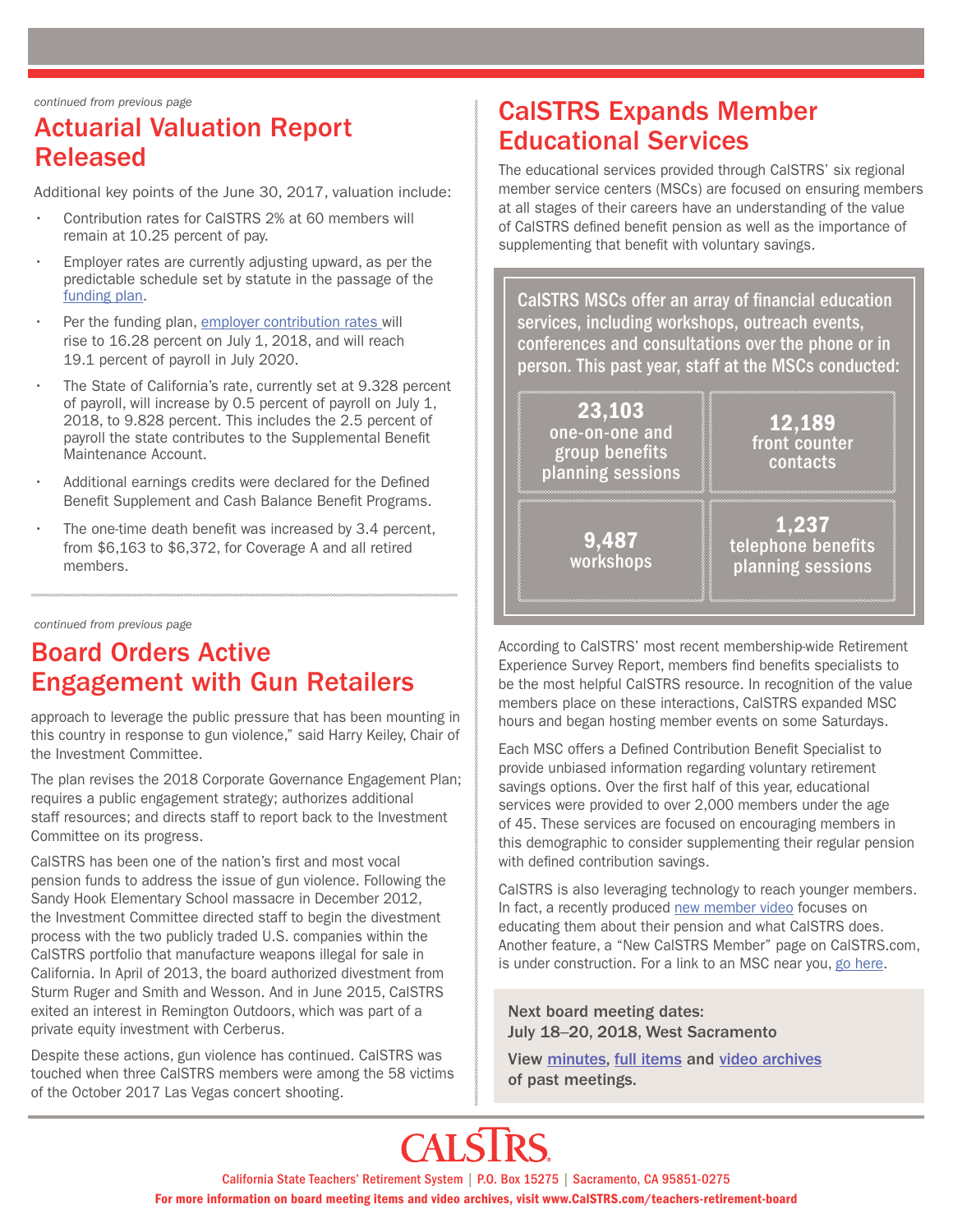*continued from previous page*

## Actuarial Valuation Report Released

Additional key points of the June 30, 2017, valuation include:

- Contribution rates for CalSTRS 2% at 60 members will remain at 10.25 percent of pay.
- Employer rates are currently adjusting upward, as per the predictable schedule set by statute in the passage of the funding plan.
- Per the funding plan, employer contribution rates will rise to 16.28 percent on July 1, 2018, and will reach 19.1 percent of payroll in July 2020.
- The State of California's rate, currently set at 9.328 percent of payroll, will increase by 0.5 percent of payroll on July 1, 2018, to 9.828 percent. This includes the 2.5 percent of payroll the state contributes to the Supplemental Benefit Maintenance Account.
- Additional earnings credits were declared for the Defined Benefit Supplement and Cash Balance Benefit Programs.
- The one-time death benefit was increased by 3.4 percent, from $6,163 to $6,372, for Coverage A and all retired members.

*continued from previous page*

## Board Orders Active Engagement with Gun Retailers

approach to leverage the public pressure that has been mounting in this country in response to gun violence," said Harry Keiley, Chair of the Investment Committee.

The plan revises the 2018 Corporate Governance Engagement Plan; requires a public engagement strategy; authorizes additional staff resources; and directs staff to report back to the Investment Committee on its progress.

CalSTRS has been one of the nation's first and most vocal pension funds to address the issue of gun violence. Following the Sandy Hook Elementary School massacre in December 2012, the Investment Committee directed staff to begin the divestment process with the two publicly traded U.S. companies within the CalSTRS portfolio that manufacture weapons illegal for sale in California. In April of 2013, the board authorized divestment from Sturm Ruger and Smith and Wesson. And in June 2015, CalSTRS exited an interest in Remington Outdoors, which was part of a private equity investment with Cerberus.

Despite these actions, gun violence has continued. CalSTRS was touched when three CalSTRS members were among the 58 victims of the October 2017 Las Vegas concert shooting.

## CalSTRS Expands Member Educational Services

The educational services provided through CalSTRS' six regional member service centers (MSCs) are focused on ensuring members at all stages of their careers have an understanding of the value of CalSTRS defined benefit pension as well as the importance of supplementing that benefit with voluntary savings.

**CalSTRS MSCs offer an array of financial education services, including workshops, outreach events, conferences and consultations over the phone or in person. This past year, staff at the MSCs conducted:**

**23,103** one-on-one and group benefits planning sessions

**12,189** front counter contacts

**9,487** workshops

**1,237** telephone benefits planning sessions

According to CalSTRS' most recent membership-wide Retirement Experience Survey Report, members find benefits specialists to be the most helpful CalSTRS resource. In recognition of the value members place on these interactions, CalSTRS expanded MSC hours and began hosting member events on some Saturdays.

Each MSC offers a Defined Contribution Benefit Specialist to provide unbiased information regarding voluntary retirement savings options. Over the first half of this year, educational services were provided to over 2,000 members under the age of 45. These services are focused on encouraging members in this demographic to consider supplementing their regular pension with defined contribution savings.

CalSTRS is also leveraging technology to reach younger members. In fact, a recently produced new member video focuses on educating them about their pension and what CalSTRS does. Another feature, a "New CalSTRS Member" page on CalSTRS.com, is under construction. For a link to an MSC near you, go here.

**Next board meeting dates:**
**July 18–20, 2018, West Sacramento**

**View minutes, full items and video archives of past meetings.**

CALSTRS

California State Teachers' Retirement System | P.O. Box 15275 | Sacramento, CA 95851-0275

**For more information on board meeting items and video archives, visit www.CalSTRS.com/teachers-retirement-board**